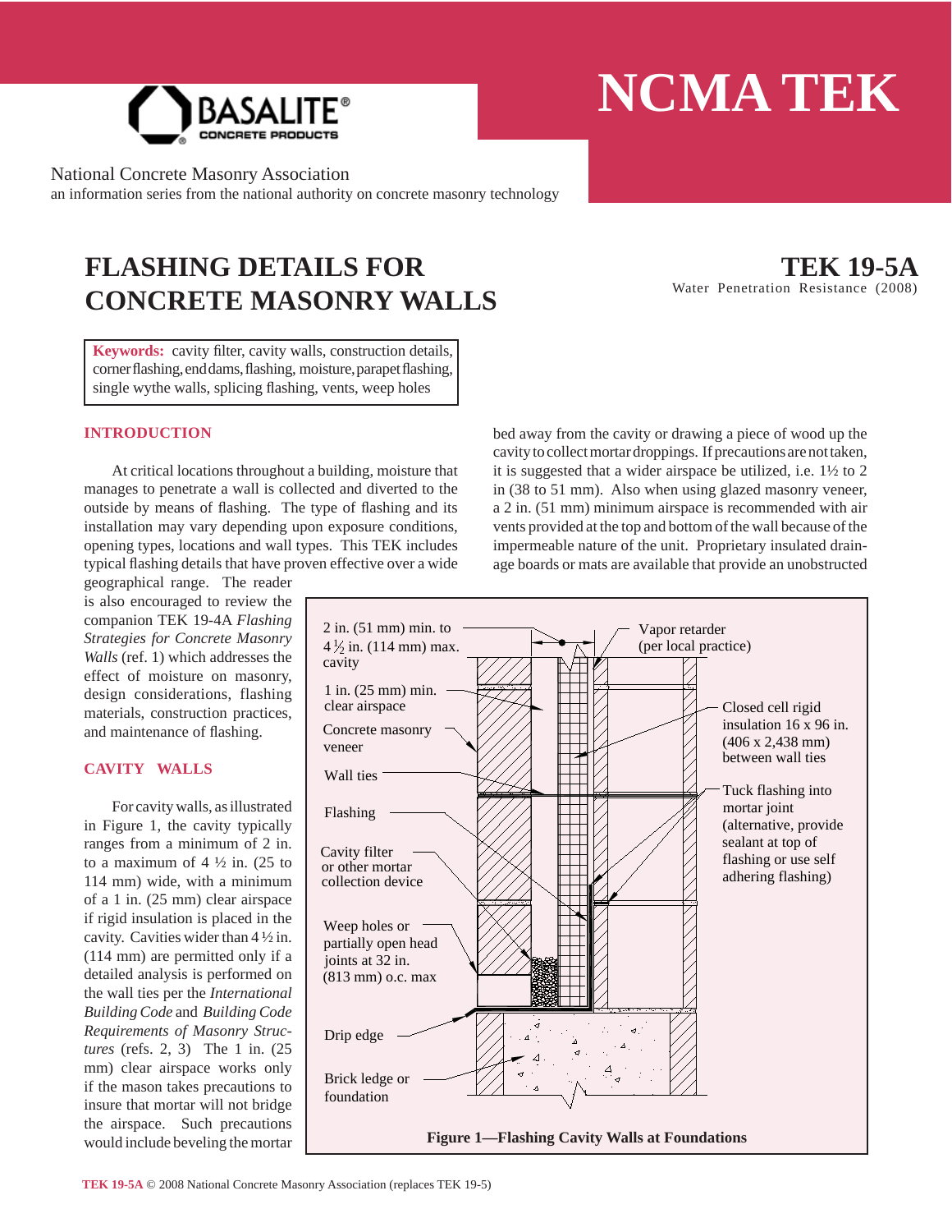# NCMA TEK

National Concrete Masonry Association
an information series from the national authority on concrete masonry technology

# FLASHING DETAILS FOR CONCRETE MASONRY WALLS

**TEK 19-5A**
Water Penetration Resistance (2008)

**Keywords:** cavity filter, cavity walls, construction details, corner flashing, end dams, flashing, moisture, parapet flashing, single wythe walls, splicing flashing, vents, weep holes

## INTRODUCTION

At critical locations throughout a building, moisture that manages to penetrate a wall is collected and diverted to the outside by means of flashing. The type of flashing and its installation may vary depending upon exposure conditions, opening types, locations and wall types. This TEK includes typical flashing details that have proven effective over a wide geographical range. The reader is also encouraged to review the companion TEK 19-4A *Flashing Strategies for Concrete Masonry Walls* (ref. 1) which addresses the effect of moisture on masonry, design considerations, flashing materials, construction practices, and maintenance of flashing.

## CAVITY WALLS

For cavity walls, as illustrated in Figure 1, the cavity typically ranges from a minimum of 2 in. to a maximum of 4 ½ in. (25 to 114 mm) wide, with a minimum of a 1 in. (25 mm) clear airspace if rigid insulation is placed in the cavity. Cavities wider than 4 ½ in. (114 mm) are permitted only if a detailed analysis is performed on the wall ties per the *International Building Code* and *Building Code Requirements of Masonry Structures* (refs. 2, 3) The 1 in. (25 mm) clear airspace works only if the mason takes precautions to insure that mortar will not bridge the airspace. Such precautions would include beveling the mortar bed away from the cavity or drawing a piece of wood up the cavity to collect mortar droppings. If precautions are not taken, it is suggested that a wider airspace be utilized, i.e. 1½ to 2 in (38 to 51 mm). Also when using glazed masonry veneer, a 2 in. (51 mm) minimum airspace is recommended with air vents provided at the top and bottom of the wall because of the impermeable nature of the unit. Proprietary insulated drainage boards or mats are available that provide an unobstructed

2 in. (51 mm) min. to 4½ in. (114 mm) max. cavity
1 in. (25 mm) min. clear airspace
Concrete masonry veneer
Wall ties
Flashing
Cavity filter or other mortar collection device
Weep holes or partially open head joints at 32 in. (813 mm) o.c. max
Drip edge
Brick ledge or foundation
Vapor retarder (per local practice)
Closed cell rigid insulation 16 x 96 in. (406 x 2,438 mm) between wall ties
Tuck flashing into mortar joint (alternative, provide sealant at top of flashing or use self adhering flashing)

**Figure 1—Flashing Cavity Walls at Foundations**

**TEK 19-5A** © 2008 National Concrete Masonry Association (replaces TEK 19-5)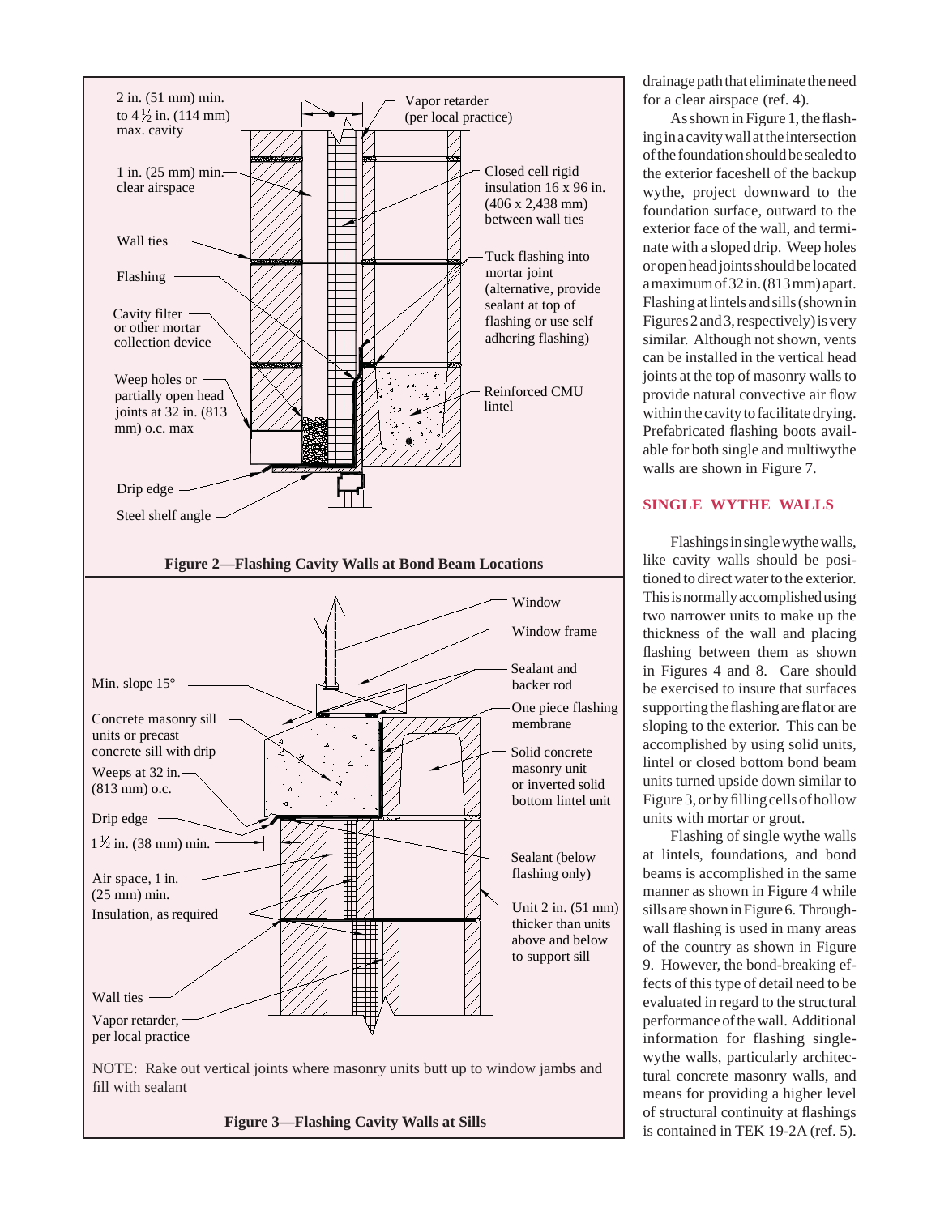2 in. (51 mm) min. to 4½ in. (114 mm) max. cavity

Vapor retarder (per local practice)

1 in. (25 mm) min. clear airspace

Closed cell rigid insulation 16 x 96 in. (406 x 2,438 mm) between wall ties

Wall ties

Flashing

Tuck flashing into mortar joint (alternative, provide sealant at top of flashing or use self adhering flashing)

Cavity filter or other mortar collection device

Weep holes or partially open head joints at 32 in. (813 mm) o.c. max

Reinforced CMU lintel

Drip edge

Steel shelf angle

**Figure 2—Flashing Cavity Walls at Bond Beam Locations**

Window

Window frame

Sealant and backer rod

Min. slope 15°

One piece flashing membrane

Concrete masonry sill units or precast concrete sill with drip

Solid concrete masonry unit or inverted solid bottom lintel unit

Weeps at 32 in. (813 mm) o.c.

Drip edge

1½ in. (38 mm) min.

Sealant (below flashing only)

Air space, 1 in. (25 mm) min.

Insulation, as required

Unit 2 in. (51 mm) thicker than units above and below to support sill

Wall ties

Vapor retarder, per local practice

NOTE: Rake out vertical joints where masonry units butt up to window jambs and fill with sealant

**Figure 3—Flashing Cavity Walls at Sills**

drainage path that eliminate the need for a clear airspace (ref. 4).

As shown in Figure 1, the flashing in a cavity wall at the intersection of the foundation should be sealed to the exterior faceshell of the backup wythe, project downward to the foundation surface, outward to the exterior face of the wall, and terminate with a sloped drip. Weep holes or open head joints should be located a maximum of 32 in. (813 mm) apart. Flashing at lintels and sills (shown in Figures 2 and 3, respectively) is very similar. Although not shown, vents can be installed in the vertical head joints at the top of masonry walls to provide natural convective air flow within the cavity to facilitate drying. Prefabricated flashing boots available for both single and multiwythe walls are shown in Figure 7.

## SINGLE WYTHE WALLS

Flashings in single wythe walls, like cavity walls should be positioned to direct water to the exterior. This is normally accomplished using two narrower units to make up the thickness of the wall and placing flashing between them as shown in Figures 4 and 8. Care should be exercised to insure that surfaces supporting the flashing are flat or are sloping to the exterior. This can be accomplished by using solid units, lintel or closed bottom bond beam units turned upside down similar to Figure 3, or by filling cells of hollow units with mortar or grout.

Flashing of single wythe walls at lintels, foundations, and bond beams is accomplished in the same manner as shown in Figure 4 while sills are shown in Figure 6. Through-wall flashing is used in many areas of the country as shown in Figure 9. However, the bond-breaking effects of this type of detail need to be evaluated in regard to the structural performance of the wall. Additional information for flashing single-wythe walls, particularly architectural concrete masonry walls, and means for providing a higher level of structural continuity at flashings is contained in TEK 19-2A (ref. 5).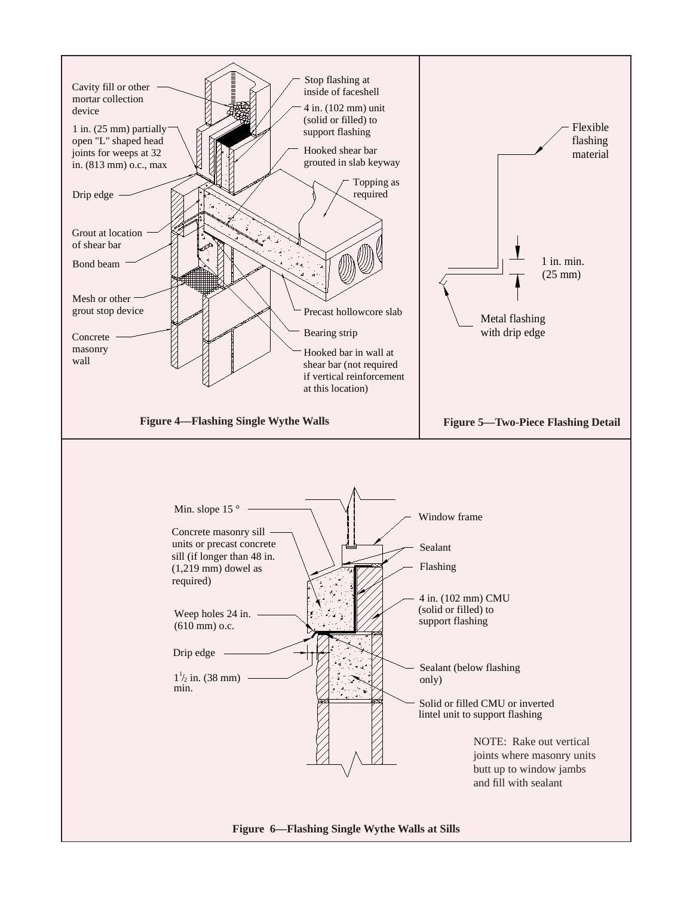Cavity fill or other mortar collection device

1 in. (25 mm) partially open "L" shaped head joints for weeps at 32 in. (813 mm) o.c., max

Drip edge

Grout at location of shear bar

Bond beam

Mesh or other grout stop device

Concrete masonry wall

Stop flashing at inside of faceshell

4 in. (102 mm) unit (solid or filled) to support flashing

Hooked shear bar grouted in slab keyway

Topping as required

Precast hollowcore slab

Bearing strip

Hooked bar in wall at shear bar (not required if vertical reinforcement at this location)

**Figure 4—Flashing Single Wythe Walls**

Flexible flashing material

1 in. min. (25 mm)

Metal flashing with drip edge

**Figure 5—Two-Piece Flashing Detail**

Min. slope 15 °

Concrete masonry sill units or precast concrete sill (if longer than 48 in. (1,219 mm) dowel as required)

Weep holes 24 in. (610 mm) o.c.

Drip edge

$1\frac{1}{2}$ in. (38 mm) min.

Window frame

Sealant

Flashing

4 in. (102 mm) CMU (solid or filled) to support flashing

Sealant (below flashing only)

Solid or filled CMU or inverted lintel unit to support flashing

NOTE: Rake out vertical joints where masonry units butt up to window jambs and fill with sealant

**Figure 6—Flashing Single Wythe Walls at Sills**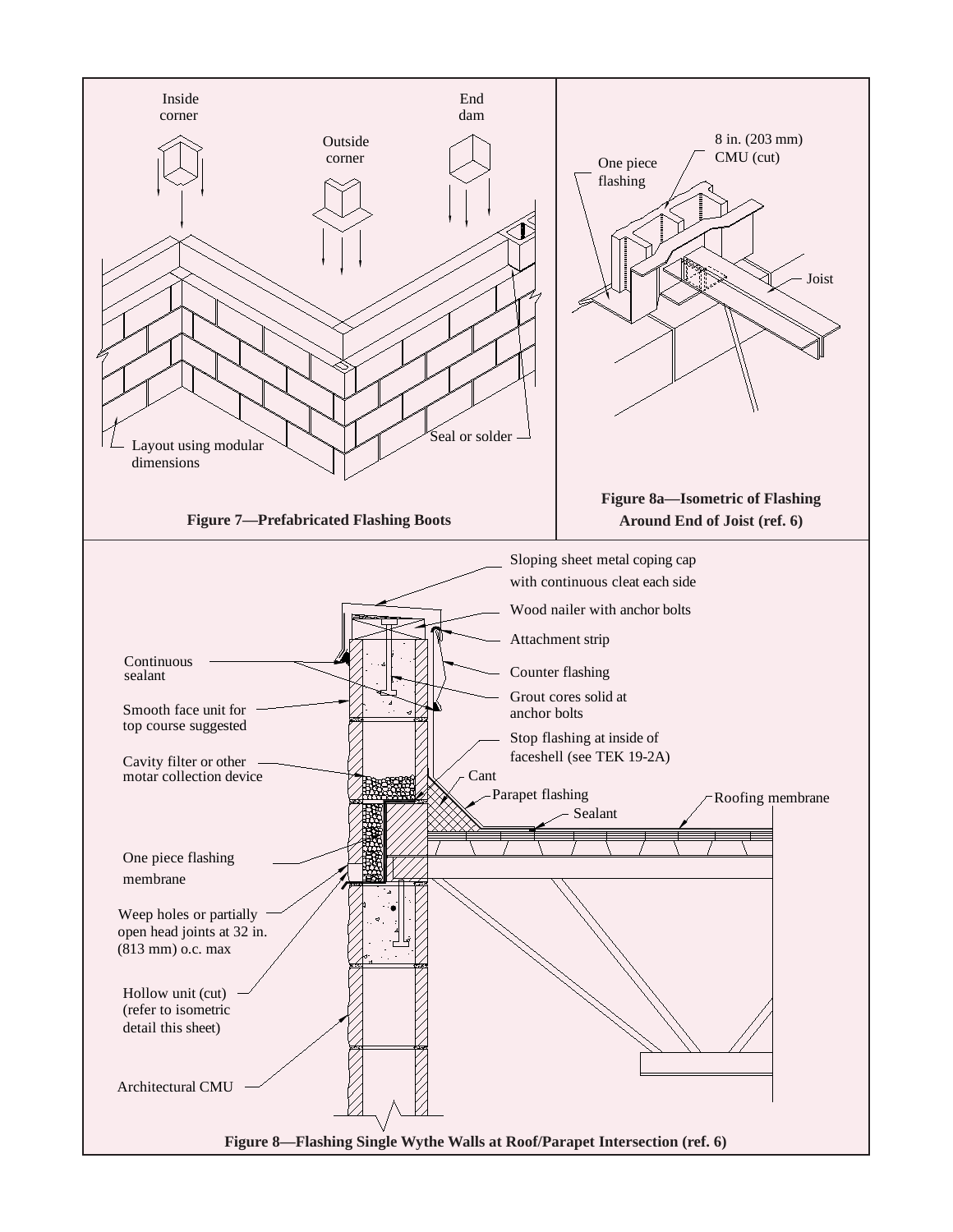Inside corner

Outside corner

End dam

Layout using modular dimensions

Seal or solder

**Figure 7—Prefabricated Flashing Boots**

One piece flashing

8 in. (203 mm) CMU (cut)

Joist

**Figure 8a—Isometric of Flashing Around End of Joist (ref. 6)**

Sloping sheet metal coping cap with continuous cleat each side

Wood nailer with anchor bolts

Attachment strip

Continuous sealant

Counter flashing

Smooth face unit for top course suggested

Grout cores solid at anchor bolts

Stop flashing at inside of faceshell (see TEK 19-2A)

Cavity filter or other motar collection device

Cant

Parapet flashing

Roofing membrane

Sealant

One piece flashing membrane

Weep holes or partially open head joints at 32 in. (813 mm) o.c. max

Hollow unit (cut) (refer to isometric detail this sheet)

Architectural CMU

**Figure 8—Flashing Single Wythe Walls at Roof/Parapet Intersection (ref. 6)**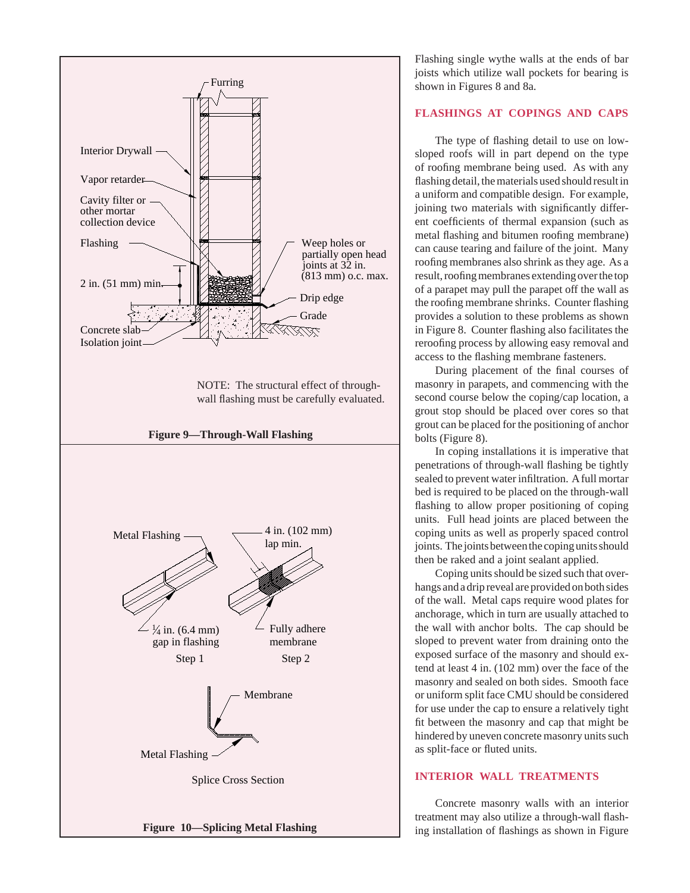NOTE: The structural effect of through-wall flashing must be carefully evaluated.

**Figure 9—Through-Wall Flashing**

**Figure 10—Splicing Metal Flashing**

Flashing single wythe walls at the ends of bar joists which utilize wall pockets for bearing is shown in Figures 8 and 8a.

## FLASHINGS AT COPINGS AND CAPS

The type of flashing detail to use on low-sloped roofs will in part depend on the type of roofing membrane being used. As with any flashing detail, the materials used should result in a uniform and compatible design. For example, joining two materials with significantly different coefficients of thermal expansion (such as metal flashing and bitumen roofing membrane) can cause tearing and failure of the joint. Many roofing membranes also shrink as they age. As a result, roofing membranes extending over the top of a parapet may pull the parapet off the wall as the roofing membrane shrinks. Counter flashing provides a solution to these problems as shown in Figure 8. Counter flashing also facilitates the reroofing process by allowing easy removal and access to the flashing membrane fasteners.

During placement of the final courses of masonry in parapets, and commencing with the second course below the coping/cap location, a grout stop should be placed over cores so that grout can be placed for the positioning of anchor bolts (Figure 8).

In coping installations it is imperative that penetrations of through-wall flashing be tightly sealed to prevent water infiltration. A full mortar bed is required to be placed on the through-wall flashing to allow proper positioning of coping units. Full head joints are placed between the coping units as well as properly spaced control joints. The joints between the coping units should then be raked and a joint sealant applied.

Coping units should be sized such that overhangs and a drip reveal are provided on both sides of the wall. Metal caps require wood plates for anchorage, which in turn are usually attached to the wall with anchor bolts. The cap should be sloped to prevent water from draining onto the exposed surface of the masonry and should extend at least 4 in. (102 mm) over the face of the masonry and sealed on both sides. Smooth face or uniform split face CMU should be considered for use under the cap to ensure a relatively tight fit between the masonry and cap that might be hindered by uneven concrete masonry units such as split-face or fluted units.

## INTERIOR WALL TREATMENTS

Concrete masonry walls with an interior treatment may also utilize a through-wall flashing installation of flashings as shown in Figure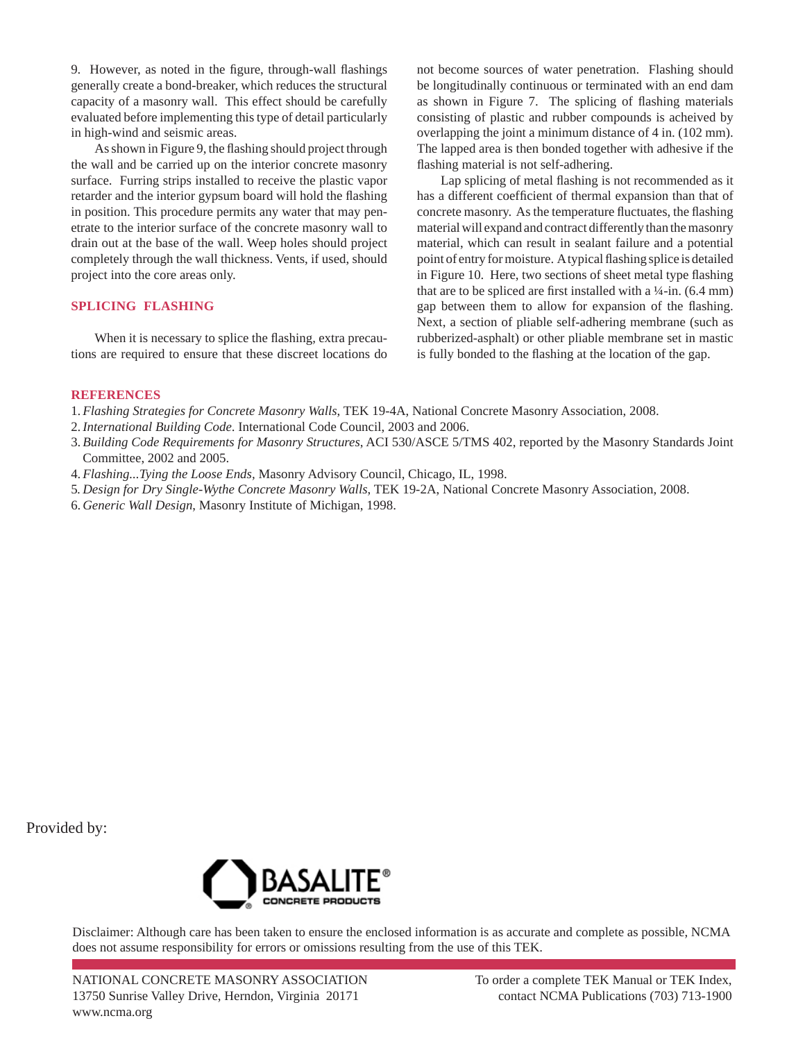9. However, as noted in the figure, through-wall flashings generally create a bond-breaker, which reduces the structural capacity of a masonry wall. This effect should be carefully evaluated before implementing this type of detail particularly in high-wind and seismic areas.

As shown in Figure 9, the flashing should project through the wall and be carried up on the interior concrete masonry surface. Furring strips installed to receive the plastic vapor retarder and the interior gypsum board will hold the flashing in position. This procedure permits any water that may penetrate to the interior surface of the concrete masonry wall to drain out at the base of the wall. Weep holes should project completely through the wall thickness. Vents, if used, should project into the core areas only.

## SPLICING FLASHING

When it is necessary to splice the flashing, extra precautions are required to ensure that these discreet locations do not become sources of water penetration. Flashing should be longitudinally continuous or terminated with an end dam as shown in Figure 7. The splicing of flashing materials consisting of plastic and rubber compounds is acheived by overlapping the joint a minimum distance of 4 in. (102 mm). The lapped area is then bonded together with adhesive if the flashing material is not self-adhering.

Lap splicing of metal flashing is not recommended as it has a different coefficient of thermal expansion than that of concrete masonry. As the temperature fluctuates, the flashing material will expand and contract differently than the masonry material, which can result in sealant failure and a potential point of entry for moisture. A typical flashing splice is detailed in Figure 10. Here, two sections of sheet metal type flashing that are to be spliced are first installed with a ¼-in. (6.4 mm) gap between them to allow for expansion of the flashing. Next, a section of pliable self-adhering membrane (such as rubberized-asphalt) or other pliable membrane set in mastic is fully bonded to the flashing at the location of the gap.

## REFERENCES

1. *Flashing Strategies for Concrete Masonry Walls*, TEK 19-4A, National Concrete Masonry Association, 2008.
2. *International Building Code*. International Code Council, 2003 and 2006.
3. *Building Code Requirements for Masonry Structures*, ACI 530/ASCE 5/TMS 402, reported by the Masonry Standards Joint Committee, 2002 and 2005.
4. *Flashing...Tying the Loose Ends*, Masonry Advisory Council, Chicago, IL, 1998.
5. *Design for Dry Single-Wythe Concrete Masonry Walls*, TEK 19-2A, National Concrete Masonry Association, 2008.
6. *Generic Wall Design*, Masonry Institute of Michigan, 1998.

Provided by:

BASALITE® CONCRETE PRODUCTS

Disclaimer: Although care has been taken to ensure the enclosed information is as accurate and complete as possible, NCMA does not assume responsibility for errors or omissions resulting from the use of this TEK.

NATIONAL CONCRETE MASONRY ASSOCIATION
13750 Sunrise Valley Drive, Herndon, Virginia 20171
www.ncma.org

To order a complete TEK Manual or TEK Index, contact NCMA Publications (703) 713-1900